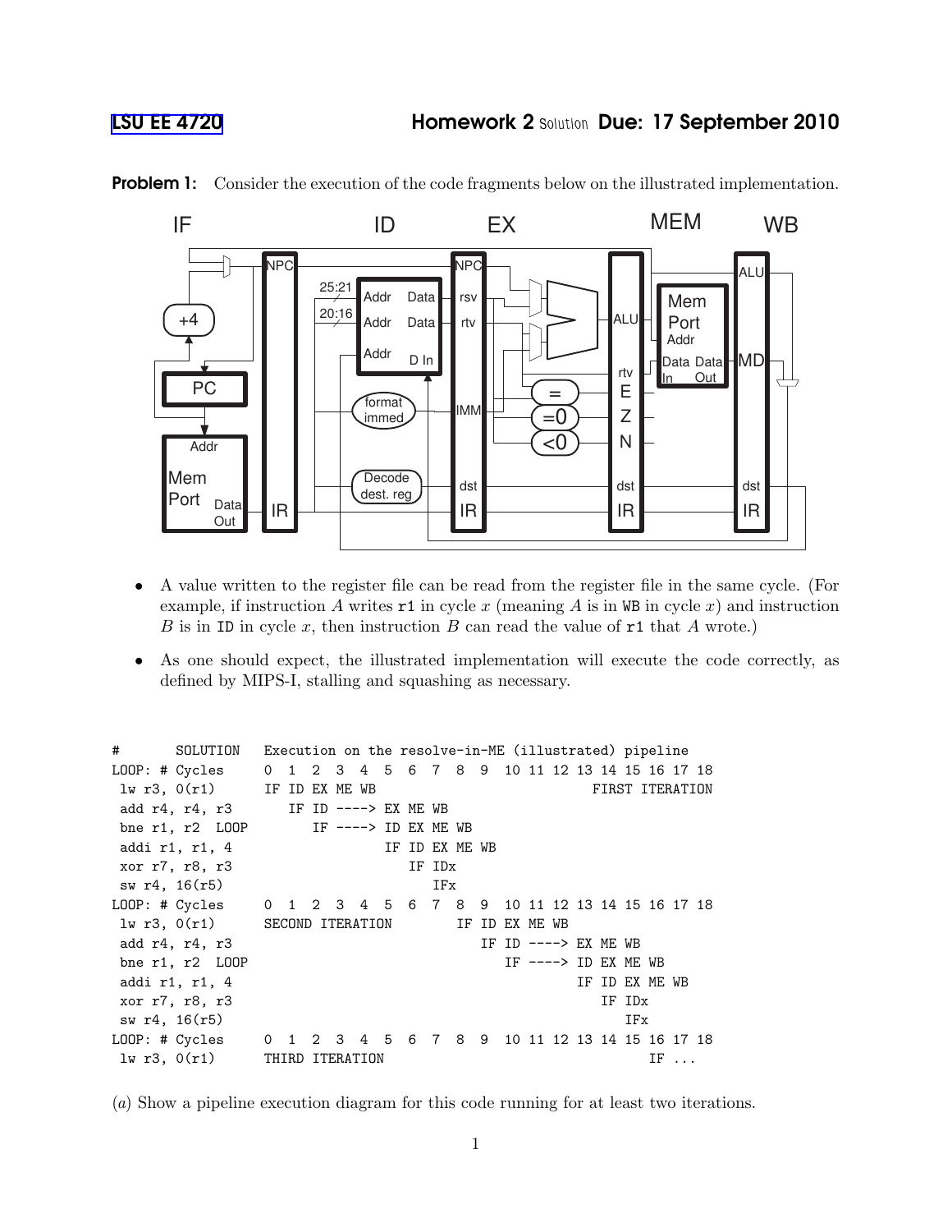# LSU EE 4720 — Homework 2 Solution — Due: 17 September 2010

**Problem 1:** Consider the execution of the code fragments below on the illustrated implementation.

- A value written to the register file can be read from the register file in the same cycle. (For example, if instruction $A$ writes `r1` in cycle $x$ (meaning $A$ is in `WB` in cycle $x$) and instruction $B$ is in `ID` in cycle $x$, then instruction $B$ can read the value of `r1` that $A$ wrote.)

- As one should expect, the illustrated implementation will execute the code correctly, as defined by MIPS-I, stalling and squashing as necessary.

```
#       SOLUTION    Execution on the resolve-in-ME (illustrated) pipeline
LOOP: # Cycles      0  1  2  3  4  5  6  7  8  9  10 11 12 13 14 15 16 17 18
 lw r3, 0(r1)       IF ID EX ME WB                               FIRST ITERATION
 add r4, r4, r3        IF ID ----> EX ME WB
 bne r1, r2  LOOP         IF ----> ID EX ME WB
 addi r1, r1, 4                    IF ID EX ME WB
 xor r7, r8, r3                       IF IDx
 sw r4, 16(r5)                           IFx
LOOP: # Cycles      0  1  2  3  4  5  6  7  8  9  10 11 12 13 14 15 16 17 18
 lw r3, 0(r1)       SECOND ITERATION        IF ID EX ME WB
 add r4, r4, r3                                IF ID ----> EX ME WB
 bne r1, r2  LOOP                                 IF ----> ID EX ME WB
 addi r1, r1, 4                                            IF ID EX ME WB
 xor r7, r8, r3                                               IF IDx
 sw r4, 16(r5)                                                   IFx
LOOP: # Cycles      0  1  2  3  4  5  6  7  8  9  10 11 12 13 14 15 16 17 18
 lw r3, 0(r1)       THIRD ITERATION                                    IF ...
```

(*a*) Show a pipeline execution diagram for this code running for at least two iterations.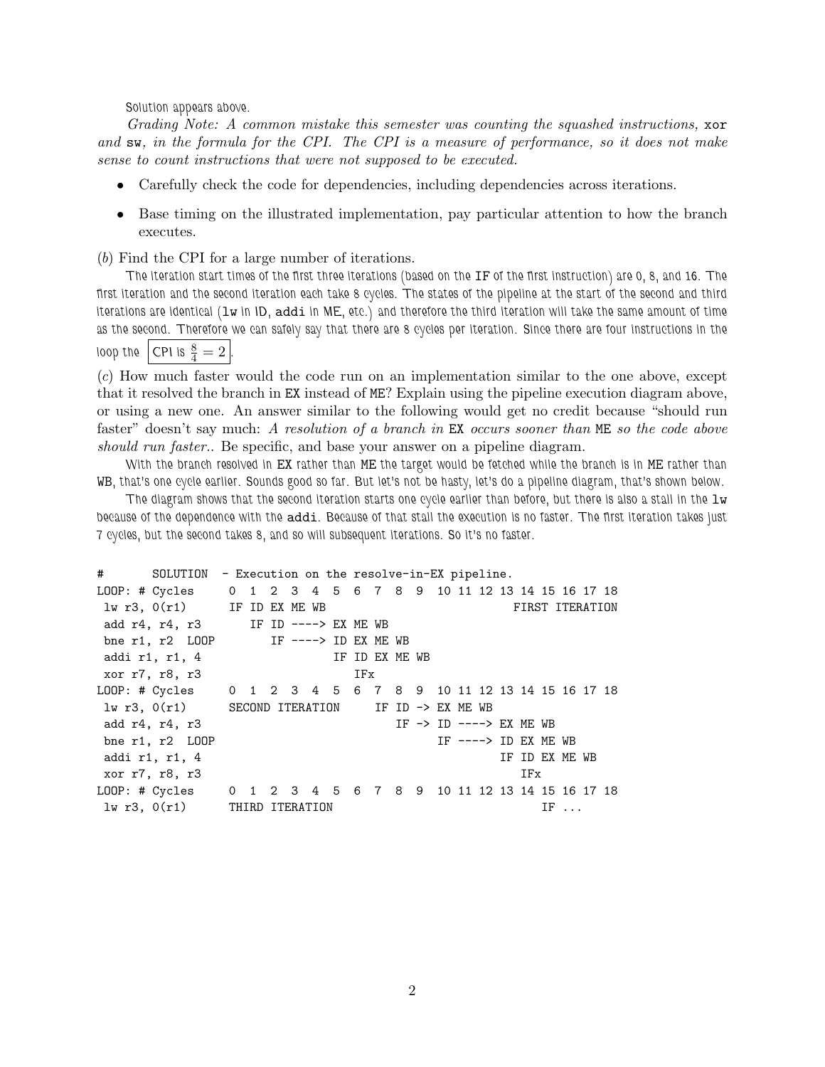Solution appears above.

*Grading Note: A common mistake this semester was counting the squashed instructions,* `xor` *and* `sw`*, in the formula for the CPI. The CPI is a measure of performance, so it does not make sense to count instructions that were not supposed to be executed.*

- Carefully check the code for dependencies, including dependencies across iterations.
- Base timing on the illustrated implementation, pay particular attention to how the branch executes.

(*b*) Find the CPI for a large number of iterations.

The iteration start times of the first three iterations (based on the `IF` of the first instruction) are 0, 8, and 16. The first iteration and the second iteration each take 8 cycles. The states of the pipeline at the start of the second and third iterations are identical (`lw` in ID, `addi` in ME, etc.) and therefore the third iteration will take the same amount of time as the second. Therefore we can safely say that there are 8 cycles per iteration. Since there are four instructions in the loop the $\boxed{\text{CPI is } \frac{8}{4} = 2}$.

(*c*) How much faster would the code run on an implementation similar to the one above, except that it resolved the branch in `EX` instead of `ME`? Explain using the pipeline execution diagram above, or using a new one. An answer similar to the following would get no credit because "should run faster" doesn't say much: *A resolution of a branch in* `EX` *occurs sooner than* `ME` *so the code above should run faster.*. Be specific, and base your answer on a pipeline diagram.

With the branch resolved in `EX` rather than `ME` the target would be fetched while the branch is in `ME` rather than `WB`, that's one cycle earlier. Sounds good so far. But let's not be hasty, let's do a pipeline diagram, that's shown below.

The diagram shows that the second iteration starts one cycle earlier than before, but there is also a stall in the `lw` because of the dependence with the `addi`. Because of that stall the execution is no faster. The first iteration takes just 7 cycles, but the second takes 8, and so will subsequent iterations. So it's no faster.

```
#       SOLUTION  - Execution on the resolve-in-EX pipeline.
LOOP: # Cycles     0  1  2  3  4  5  6  7  8  9  10 11 12 13 14 15 16 17 18
 lw r3, 0(r1)      IF ID EX ME WB                             FIRST ITERATION
 add r4, r4, r3       IF ID ----> EX ME WB
 bne r1, r2  LOOP        IF ----> ID EX ME WB
 addi r1, r1, 4                   IF ID EX ME WB
 xor r7, r8, r3                      IFx
LOOP: # Cycles     0  1  2  3  4  5  6  7  8  9  10 11 12 13 14 15 16 17 18
 lw r3, 0(r1)      SECOND ITERATION     IF ID -> EX ME WB
 add r4, r4, r3                            IF -> ID ----> EX ME WB
 bne r1, r2  LOOP                                IF ----> ID EX ME WB
 addi r1, r1, 4                                           IF ID EX ME WB
 xor r7, r8, r3                                              IFx
LOOP: # Cycles     0  1  2  3  4  5  6  7  8  9  10 11 12 13 14 15 16 17 18
 lw r3, 0(r1)      THIRD ITERATION                               IF ...
```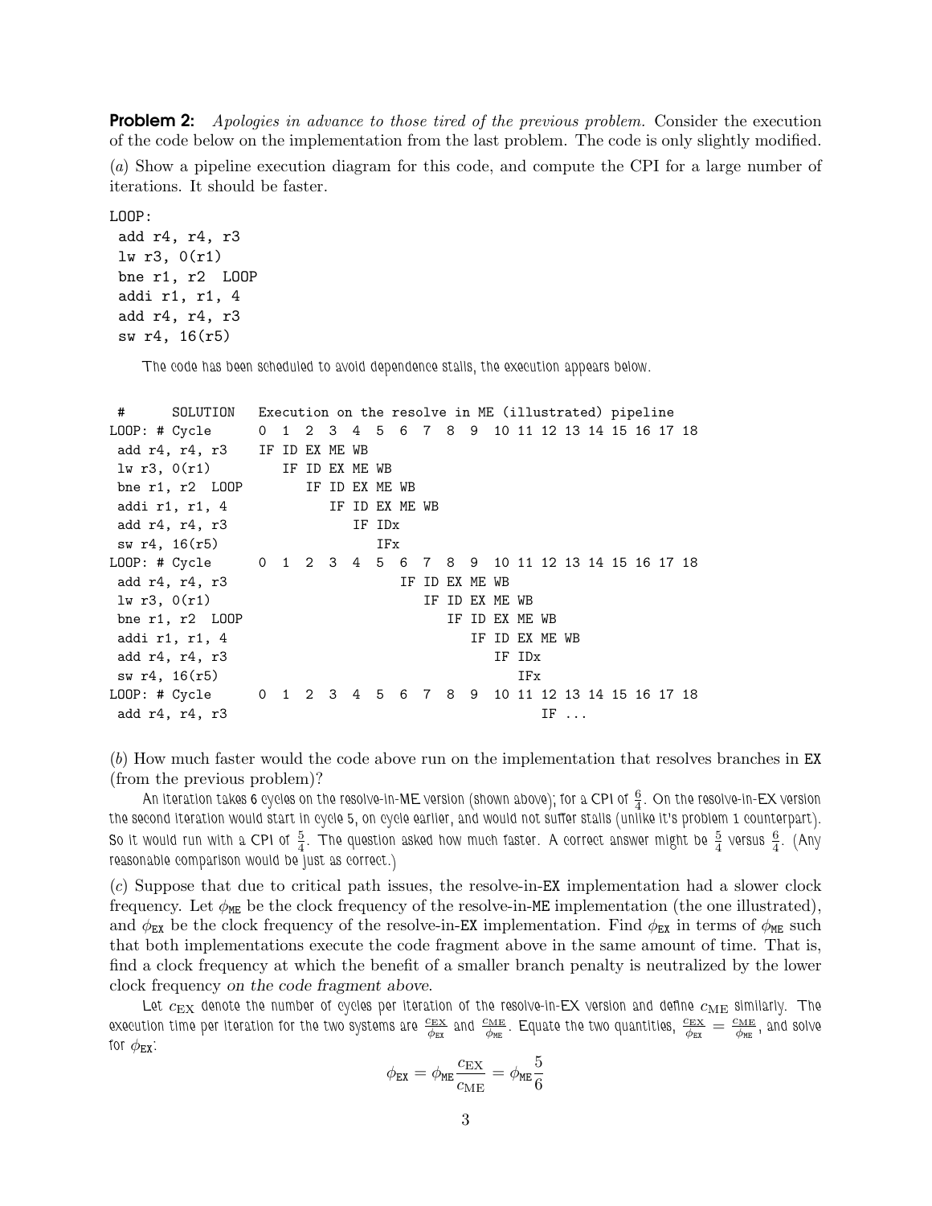**Problem 2:** *Apologies in advance to those tired of the previous problem.* Consider the execution of the code below on the implementation from the last problem. The code is only slightly modified.

(*a*) Show a pipeline execution diagram for this code, and compute the CPI for a large number of iterations. It should be faster.

```
LOOP:
 add r4, r4, r3
 lw r3, 0(r1)
 bne r1, r2  LOOP
 addi r1, r1, 4
 add r4, r4, r3
 sw r4, 16(r5)
```

The code has been scheduled to avoid dependence stalls, the execution appears below.

```
 #      SOLUTION   Execution on the resolve in ME (illustrated) pipeline
LOOP: # Cycle      0  1  2  3  4  5  6  7  8  9  10 11 12 13 14 15 16 17 18
 add r4, r4, r3    IF ID EX ME WB
 lw r3, 0(r1)         IF ID EX ME WB
 bne r1, r2  LOOP        IF ID EX ME WB
 addi r1, r1, 4             IF ID EX ME WB
 add r4, r4, r3                IF IDx
 sw r4, 16(r5)                    IFx
LOOP: # Cycle      0  1  2  3  4  5  6  7  8  9  10 11 12 13 14 15 16 17 18
 add r4, r4, r3                      IF ID EX ME WB
 lw r3, 0(r1)                           IF ID EX ME WB
 bne r1, r2  LOOP                          IF ID EX ME WB
 addi r1, r1, 4                               IF ID EX ME WB
 add r4, r4, r3                                  IF IDx
 sw r4, 16(r5)                                      IFx
LOOP: # Cycle      0  1  2  3  4  5  6  7  8  9  10 11 12 13 14 15 16 17 18
 add r4, r4, r3                                        IF ...
```

(*b*) How much faster would the code above run on the implementation that resolves branches in EX (from the previous problem)?

An iteration takes 6 cycles on the resolve-in-ME version (shown above); for a CPI of $\frac{6}{4}$. On the resolve-in-EX version the second iteration would start in cycle 5, on cycle earlier, and would not suffer stalls (unlike it's problem 1 counterpart). So it would run with a CPI of $\frac{5}{4}$. The question asked how much faster. A correct answer might be $\frac{5}{4}$ versus $\frac{6}{4}$. (Any reasonable comparison would be just as correct.)

(*c*) Suppose that due to critical path issues, the resolve-in-EX implementation had a slower clock frequency. Let $\phi_{\text{ME}}$ be the clock frequency of the resolve-in-ME implementation (the one illustrated), and $\phi_{\text{EX}}$ be the clock frequency of the resolve-in-EX implementation. Find $\phi_{\text{EX}}$ in terms of $\phi_{\text{ME}}$ such that both implementations execute the code fragment above in the same amount of time. That is, find a clock frequency at which the benefit of a smaller branch penalty is neutralized by the lower clock frequency *on the code fragment above*.

Let $c_{\text{EX}}$ denote the number of cycles per iteration of the resolve-in-EX version and define $c_{\text{ME}}$ similarly. The execution time per iteration for the two systems are $\frac{c_{\text{EX}}}{\phi_{\text{EX}}}$ and $\frac{c_{\text{ME}}}{\phi_{\text{ME}}}$. Equate the two quantities, $\frac{c_{\text{EX}}}{\phi_{\text{EX}}} = \frac{c_{\text{ME}}}{\phi_{\text{ME}}}$, and solve for $\phi_{\text{EX}}$:

$$\phi_{\text{EX}} = \phi_{\text{ME}} \frac{c_{\text{EX}}}{c_{\text{ME}}} = \phi_{\text{ME}} \frac{5}{6}$$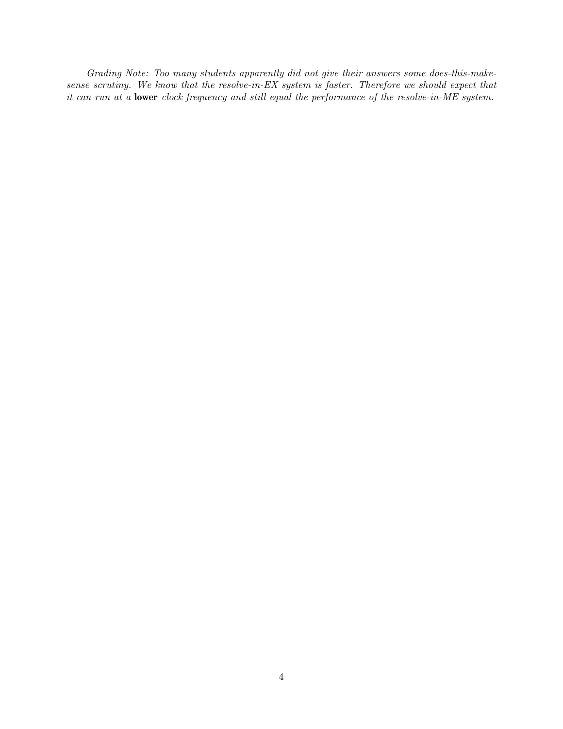*Grading Note: Too many students apparently did not give their answers some does-this-make-sense scrutiny. We know that the resolve-in-EX system is faster. Therefore we should expect that it can run at a* **lower** *clock frequency and still equal the performance of the resolve-in-ME system.*